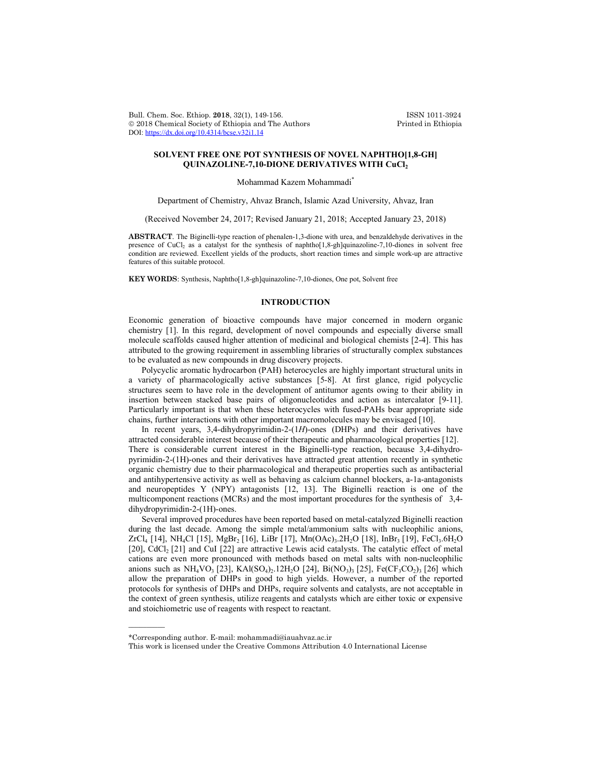# SOLVENT FREE ONE POT SYNTHESIS OF NOVEL NAPHTHO[1,8-GH] QUINAZOLINE-7,10-DIONE DERIVATIVES WITH $CuCl_2$

Mohammad Kazem Mohammadi*

Department of Chemistry, Ahvaz Branch, Islamic Azad University, Ahvaz, Iran

(Received November 24, 2017; Revised January 21, 2018; Accepted January 23, 2018)

**ABSTRACT**. The Biginelli-type reaction of phenalen-1,3-dione with urea, and benzaldehyde derivatives in the presence of $CuCl_2$ as a catalyst for the synthesis of naphtho[1,8-gh]quinazoline-7,10-diones in solvent free condition are reviewed. Excellent yields of the products, short reaction times and simple work-up are attractive features of this suitable protocol.

**KEY WORDS**: Synthesis, Naphtho[1,8-gh]quinazoline-7,10-diones, One pot, Solvent free

## INTRODUCTION

Economic generation of bioactive compounds have major concerned in modern organic chemistry [1]. In this regard, development of novel compounds and especially diverse small molecule scaffolds caused higher attention of medicinal and biological chemists [2-4]. This has attributed to the growing requirement in assembling libraries of structurally complex substances to be evaluated as new compounds in drug discovery projects.

Polycyclic aromatic hydrocarbon (PAH) heterocycles are highly important structural units in a variety of pharmacologically active substances [5-8]. At first glance, rigid polycyclic structures seem to have role in the development of antitumor agents owing to their ability in insertion between stacked base pairs of oligonucleotides and action as intercalator [9-11]. Particularly important is that when these heterocycles with fused-PAHs bear appropriate side chains, further interactions with other important macromolecules may be envisaged [10].

In recent years, 3,4-dihydropyrimidin-2-(1*H*)-ones (DHPs) and their derivatives have attracted considerable interest because of their therapeutic and pharmacological properties [12]. There is considerable current interest in the Biginelli-type reaction, because 3,4-dihydro-pyrimidin-2-(1H)-ones and their derivatives have attracted great attention recently in synthetic organic chemistry due to their pharmacological and therapeutic properties such as antibacterial and antihypertensive activity as well as behaving as calcium channel blockers, a-1a-antagonists and neuropeptides Y (NPY) antagonists [12, 13]. The Biginelli reaction is one of the multicomponent reactions (MCRs) and the most important procedures for the synthesis of 3,4-dihydropyrimidin-2-(1H)-ones.

Several improved procedures have been reported based on metal-catalyzed Biginelli reaction during the last decade. Among the simple metal/ammonium salts with nucleophilic anions, $ZrCl_4$ [14], $NH_4Cl$ [15], $MgBr_2$ [16], LiBr [17], $Mn(OAc)_3.2H_2O$ [18], $InBr_3$ [19], $FeCl_3.6H_2O$ [20], $CdCl_2$ [21] and CuI [22] are attractive Lewis acid catalysts. The catalytic effect of metal cations are even more pronounced with methods based on metal salts with non-nucleophilic anions such as $NH_4VO_3$ [23], $KAl(SO_4)_2.12H_2O$ [24], $Bi(NO_3)_3$ [25], $Fe(CF_3CO_2)_3$ [26] which allow the preparation of DHPs in good to high yields. However, a number of the reported protocols for synthesis of DHPs and DHPs, require solvents and catalysts, are not acceptable in the context of green synthesis, utilize reagents and catalysts which are either toxic or expensive and stoichiometric use of reagents with respect to reactant.

---

*Corresponding author. E-mail: mohammadi@iauahvaz.ac.ir

This work is licensed under the Creative Commons Attribution 4.0 International License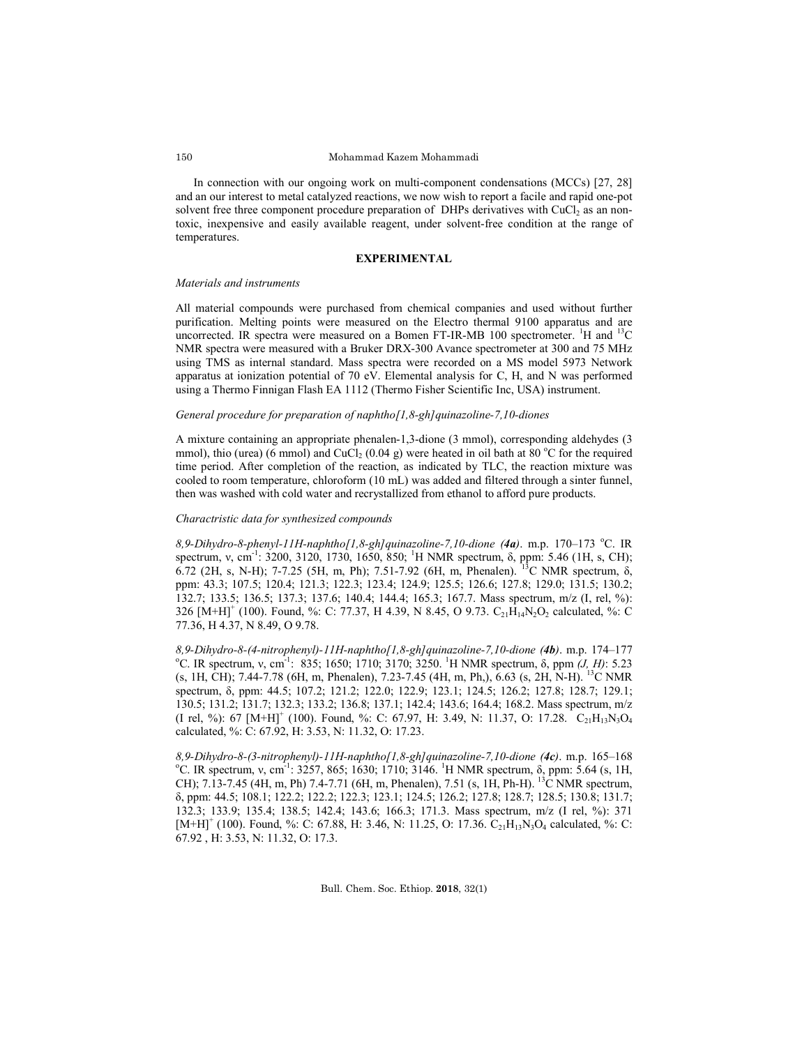In connection with our ongoing work on multi-component condensations (MCCs) [27, 28] and an our interest to metal catalyzed reactions, we now wish to report a facile and rapid one-pot solvent free three component procedure preparation of DHPs derivatives with $CuCl_2$ as an non-toxic, inexpensive and easily available reagent, under solvent-free condition at the range of temperatures.

## EXPERIMENTAL

### *Materials and instruments*

All material compounds were purchased from chemical companies and used without further purification. Melting points were measured on the Electro thermal 9100 apparatus and are uncorrected. IR spectra were measured on a Bomen FT-IR-MB 100 spectrometer. $^{1}H$ and $^{13}C$ NMR spectra were measured with a Bruker DRX-300 Avance spectrometer at 300 and 75 MHz using TMS as internal standard. Mass spectra were recorded on a MS model 5973 Network apparatus at ionization potential of 70 eV. Elemental analysis for C, H, and N was performed using a Thermo Finnigan Flash EA 1112 (Thermo Fisher Scientific Inc, USA) instrument.

### *General procedure for preparation of naphtho[1,8-gh]quinazoline-7,10-diones*

A mixture containing an appropriate phenalen-1,3-dione (3 mmol), corresponding aldehydes (3 mmol), thio (urea) (6 mmol) and $CuCl_2$ (0.04 g) were heated in oil bath at 80 °C for the required time period. After completion of the reaction, as indicated by TLC, the reaction mixture was cooled to room temperature, chloroform (10 mL) was added and filtered through a sinter funnel, then was washed with cold water and recrystallized from ethanol to afford pure products.

### *Chractristic data for synthesized compounds*

*8,9-Dihydro-8-phenyl-11H-naphtho[1,8-gh]quinazoline-7,10-dione* ***(4a)***. m.p. 170–173 °C. IR spectrum, ν, cm$^{-1}$: 3200, 3120, 1730, 1650, 850; $^{1}H$ NMR spectrum, δ, ppm: 5.46 (1H, s, CH); 6.72 (2H, s, N-H); 7-7.25 (5H, m, Ph); 7.51-7.92 (6H, m, Phenalen). $^{13}C$ NMR spectrum, δ, ppm: 43.3; 107.5; 120.4; 121.3; 122.3; 123.4; 124.9; 125.5; 126.6; 127.8; 129.0; 131.5; 130.2; 132.7; 133.5; 136.5; 137.3; 137.6; 140.4; 144.4; 165.3; 167.7. Mass spectrum, m/z (I, rel, %): 326 $[M+H]^{+}$ (100). Found, %: C: 77.37, H 4.39, N 8.45, O 9.73. $C_{21}H_{14}N_2O_2$ calculated, %: C 77.36, H 4.37, N 8.49, O 9.78.

*8,9-Dihydro-8-(4-nitrophenyl)-11H-naphtho[1,8-gh]quinazoline-7,10-dione* ***(4b)***. m.p. 174–177 °C. IR spectrum, ν, cm$^{-1}$: 835; 1650; 1710; 3170; 3250. $^{1}H$ NMR spectrum, δ, ppm *(J, H)*: 5.23 (s, 1H, CH); 7.44-7.78 (6H, m, Phenalen), 7.23-7.45 (4H, m, Ph,), 6.63 (s, 2H, N-H). $^{13}C$ NMR spectrum, δ, ppm: 44.5; 107.2; 121.2; 122.0; 122.9; 123.1; 124.5; 126.2; 127.8; 128.7; 129.1; 130.5; 131.2; 131.7; 132.3; 133.2; 136.8; 137.1; 142.4; 143.6; 164.4; 168.2. Mass spectrum, m/z (I rel, %): 67 $[M+H]^{+}$ (100). Found, %: C: 67.97, H: 3.49, N: 11.37, O: 17.28. $C_{21}H_{13}N_3O_4$ calculated, %: C: 67.92, H: 3.53, N: 11.32, O: 17.23.

*8,9-Dihydro-8-(3-nitrophenyl)-11H-naphtho[1,8-gh]quinazoline-7,10-dione* ***(4c)***. m.p. 165–168 °C. IR spectrum, ν, cm$^{-1}$: 3257, 865; 1630; 1710; 3146. $^{1}H$ NMR spectrum, δ, ppm: 5.64 (s, 1H, CH); 7.13-7.45 (4H, m, Ph) 7.4-7.71 (6H, m, Phenalen), 7.51 (s, 1H, Ph-H). $^{13}C$ NMR spectrum, δ, ppm: 44.5; 108.1; 122.2; 122.2; 122.3; 123.1; 124.5; 126.2; 127.8; 128.7; 128.5; 130.8; 131.7; 132.3; 133.9; 135.4; 138.5; 142.4; 143.6; 166.3; 171.3. Mass spectrum, m/z (I rel, %): 371 $[M+H]^{+}$ (100). Found, %: C: 67.88, H: 3.46, N: 11.25, O: 17.36. $C_{21}H_{13}N_3O_4$ calculated, %: C: 67.92 , H: 3.53, N: 11.32, O: 17.3.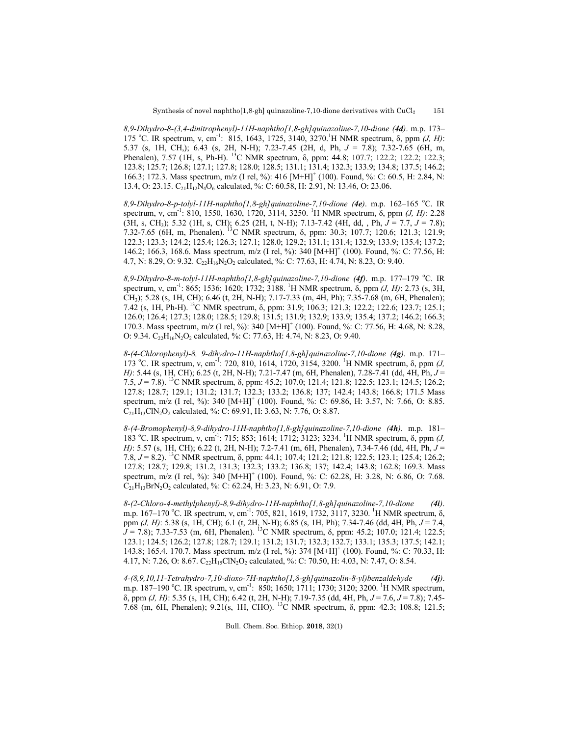*8,9-Dihydro-8-(3,4-dinitrophenyl)-11H-naphtho[1,8-gh]quinazoline-7,10-dione **(4d)***. m.p. 173–175 °C. IR spectrum, ν, $cm^{-1}$: 815, 1643, 1725, 3140, 3270. $^{1}H$ NMR spectrum, δ, ppm *(J, H)*: 5.37 (s, 1H, CH,); 6.43 (s, 2H, N-H); 7.23-7.45 (2H, d, Ph, *J* = 7.8); 7.32-7.65 (6H, m, Phenalen), 7.57 (1H, s, Ph-H). $^{13}C$ NMR spectrum, δ, ppm: 44.8; 107.7; 122.2; 122.2; 122.3; 123.8; 125.7; 126.8; 127.1; 127.8; 128.0; 128.5; 131.1; 131.4; 132.3; 133.9; 134.8; 137.5; 146.2; 166.3; 172.3. Mass spectrum, m/z (I rel, %): 416 $[M+H]^+$ (100). Found, %: C: 60.5, H: 2.84, N: 13.4, O: 23.15. $C_{21}H_{12}N_4O_6$ calculated, %: C: 60.58, H: 2.91, N: 13.46, O: 23.06.

*8,9-Dihydro-8-p-tolyl-11H-naphtho[1,8-gh]quinazoline-7,10-dione **(4e)***. m.p. 162–165 °C. IR spectrum, ν, $cm^{-1}$: 810, 1550, 1630, 1720, 3114, 3250. $^{1}H$ NMR spectrum, δ, ppm *(J, H)*: 2.28 (3H, s, $CH_3$); 5.32 (1H, s, CH); 6.25 (2H, t, N-H); 7.13-7.42 (4H, dd, , Ph, *J* = 7.7, *J* = 7.8); 7.32-7.65 (6H, m, Phenalen). $^{13}C$ NMR spectrum, δ, ppm: 30.3; 107.7; 120.6; 121.3; 121.9; 122.3; 123.3; 124.2; 125.4; 126.3; 127.1; 128.0; 129.2; 131.1; 131.4; 132.9; 133.9; 135.4; 137.2; 146.2; 166.3, 168.6. Mass spectrum, m/z (I rel, %): 340 $[M+H]^+$ (100). Found, %: C: 77.56, H: 4.7, N: 8.29, O: 9.32. $C_{22}H_{16}N_2O_2$ calculated, %: C: 77.63, H: 4.74, N: 8.23, O: 9.40.

*8,9-Dihydro-8-m-tolyl-11H-naphtho[1,8-gh]quinazoline-7,10-dione **(4f)***. m.p. 177–179 °C. IR spectrum, ν, $cm^{-1}$: 865; 1536; 1620; 1732; 3188. $^{1}H$ NMR spectrum, δ, ppm *(J, H)*: 2.73 (s, 3H, $CH_3$); 5.28 (s, 1H, CH); 6.46 (t, 2H, N-H); 7.17-7.33 (m, 4H, Ph); 7.35-7.68 (m, 6H, Phenalen); 7.42 (s, 1H, Ph-H). $^{13}C$ NMR spectrum, δ, ppm: 31.9; 106.3; 121.3; 122.2; 122.6; 123.7; 125.1; 126.0; 126.4; 127.3; 128.0; 128.5; 129.8; 131.5; 131.9; 132.9; 133.9; 135.4; 137.2; 146.2; 166.3; 170.3. Mass spectrum, m/z (I rel, %): 340 $[M+H]^+$ (100). Found, %: C: 77.56, H: 4.68, N: 8.28, O: 9.34. $C_{22}H_{16}N_2O_2$ calculated, %: C: 77.63, H: 4.74, N: 8.23, O: 9.40.

*8-(4-Chlorophenyl)-8, 9-dihydro-11H-naphtho[1,8-gh]quinazoline-7,10-dione **(4g)***. m.p. 171–173 °C. IR spectrum, ν, $cm^{-1}$: 720, 810, 1614, 1720, 3154, 3200. $^{1}H$ NMR spectrum, δ, ppm *(J, H)*: 5.44 (s, 1H, CH); 6.25 (t, 2H, N-H); 7.21-7.47 (m, 6H, Phenalen), 7.28-7.41 (dd, 4H, Ph, *J* = 7.5, *J* = 7.8). $^{13}C$ NMR spectrum, δ, ppm: 45.2; 107.0; 121.4; 121.8; 122.5; 123.1; 124.5; 126.2; 127.8; 128.7; 129.1; 131.2; 131.7; 132.3; 133.2; 136.8; 137; 142.4; 143.8; 166.8; 171.5 Mass spectrum, m/z (I rel, %): 340 $[M+H]^+$ (100). Found, %: C: 69.86, H: 3.57, N: 7.66, O: 8.85. $C_{21}H_{13}ClN_2O_2$ calculated, %: C: 69.91, H: 3.63, N: 7.76, O: 8.87.

*8-(4-Bromophenyl)-8,9-dihydro-11H-naphtho[1,8-gh]quinazoline-7,10-dione **(4h)***. m.p. 181–183 °C. IR spectrum, ν, $cm^{-1}$: 715; 853; 1614; 1712; 3123; 3234. $^{1}H$ NMR spectrum, δ, ppm *(J, H)*: 5.57 (s, 1H, CH); 6.22 (t, 2H, N-H); 7.2-7.41 (m, 6H, Phenalen), 7.34-7.46 (dd, 4H, Ph, *J* = 7.8, *J* = 8.2). $^{13}C$ NMR spectrum, δ, ppm: 44.1; 107.4; 121.2; 121.8; 122.5; 123.1; 125.4; 126.2; 127.8; 128.7; 129.8; 131.2, 131.3; 132.3; 133.2; 136.8; 137; 142.4; 143.8; 162.8; 169.3. Mass spectrum, m/z (I rel, %): 340 $[M+H]^+$ (100). Found, %: C: 62.28, H: 3.28, N: 6.86, O: 7.68. $C_{21}H_{13}BrN_2O_2$ calculated, %: C: 62.24, H: 3.23, N: 6.91, O: 7.9.

*8-(2-Chloro-4-methylphenyl)-8,9-dihydro-11H-naphtho[1,8-gh]quinazoline-7,10-dione **(4i)***. m.p. 167–170 °C. IR spectrum, ν, $cm^{-1}$: 705, 821, 1619, 1732, 3117, 3230. $^{1}H$ NMR spectrum, δ, ppm *(J, H)*: 5.38 (s, 1H, CH); 6.1 (t, 2H, N-H); 6.85 (s, 1H, Ph); 7.34-7.46 (dd, 4H, Ph, *J* = 7.4, *J* = 7.8); 7.33-7.53 (m, 6H, Phenalen). $^{13}C$ NMR spectrum, δ, ppm: 45.2; 107.0; 121.4; 122.5; 123.1; 124.5; 126.2; 127.8; 128.7; 129.1; 131.2; 131.7; 132.3; 132.7; 133.1; 135.3; 137.5; 142.1; 143.8; 165.4. 170.7. Mass spectrum, m/z (I rel, %): 374 $[M+H]^+$ (100). Found, %: C: 70.33, H: 4.17, N: 7.26, O: 8.67. $C_{22}H_{15}ClN_2O_2$ calculated, %: C: 70.50, H: 4.03, N: 7.47, O: 8.54.

*4-(8,9,10,11-Tetrahydro-7,10-dioxo-7H-naphtho[1,8-gh]quinazolin-8-yl)benzaldehyde **(4j)***. m.p. 187–190 °C. IR spectrum, ν, $cm^{-1}$: 850; 1650; 1711; 1730; 3120; 3200. $^{1}H$ NMR spectrum, δ, ppm *(J, H)*: 5.35 (s, 1H, CH); 6.42 (t, 2H, N-H); 7.19-7.35 (dd, 4H, Ph, *J* = 7.6, *J* = 7.8); 7.45-7.68 (m, 6H, Phenalen); 9.21(s, 1H, CHO). $^{13}C$ NMR spectrum, δ, ppm: 42.3; 108.8; 121.5;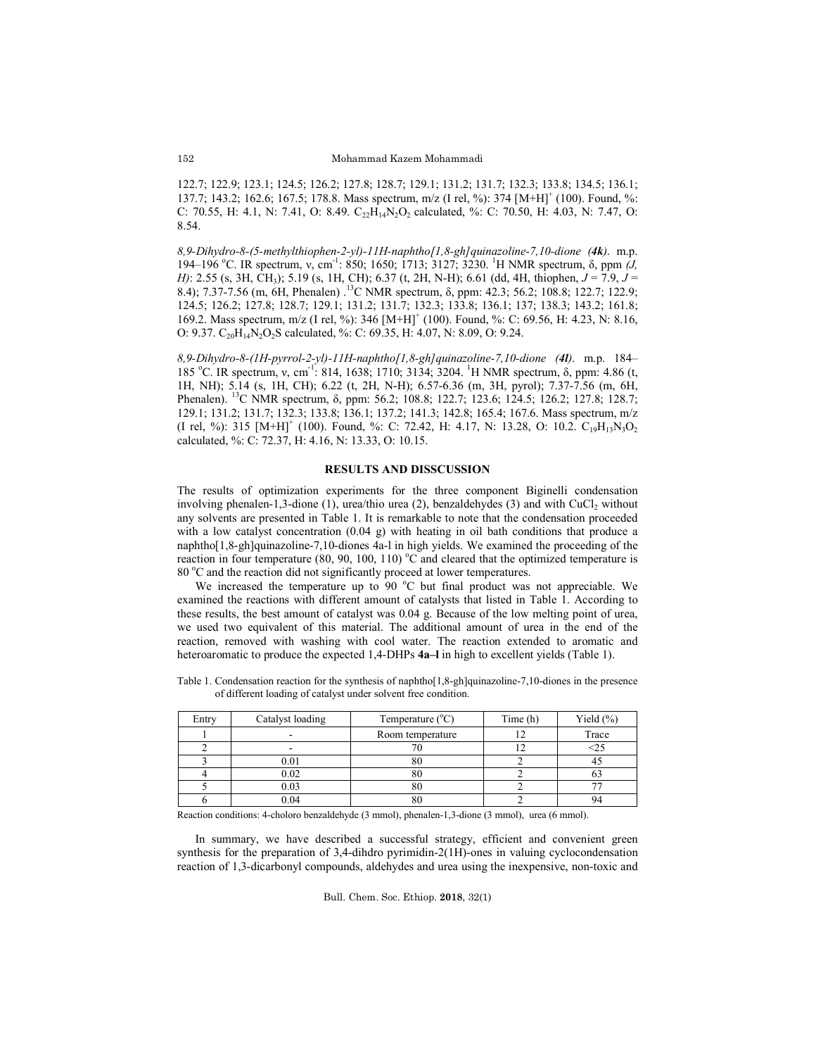122.7; 122.9; 123.1; 124.5; 126.2; 127.8; 128.7; 129.1; 131.2; 131.7; 132.3; 133.8; 134.5; 136.1; 137.7; 143.2; 162.6; 167.5; 178.8. Mass spectrum, m/z (I rel, %): 374 $[M+H]^+$ (100). Found, %: C: 70.55, H: 4.1, N: 7.41, O: 8.49. $C_{22}H_{14}N_2O_2$ calculated, %: C: 70.50, H: 4.03, N: 7.47, O: 8.54.

*8,9-Dihydro-8-(5-methylthiophen-2-yl)-11H-naphtho[1,8-gh]quinazoline-7,10-dione* **(4k)**. m.p. 194–196 °C. IR spectrum, ν, cm$^{-1}$: 850; 1650; 1713; 3127; 3230. $^1$H NMR spectrum, δ, ppm *(J, H)*: 2.55 (s, 3H, $CH_3$); 5.19 (s, 1H, CH); 6.37 (t, 2H, N-H); 6.61 (dd, 4H, thiophen, *J* = 7.9, *J* = 8.4); 7.37-7.56 (m, 6H, Phenalen) .$^{13}$C NMR spectrum, δ, ppm: 42.3; 56.2; 108.8; 122.7; 122.9; 124.5; 126.2; 127.8; 128.7; 129.1; 131.2; 131.7; 132.3; 133.8; 136.1; 137; 138.3; 143.2; 161.8; 169.2. Mass spectrum, m/z (I rel, %): 346 $[M+H]^+$ (100). Found, %: C: 69.56, H: 4.23, N: 8.16, O: 9.37. $C_{20}H_{14}N_2O_2S$ calculated, %: C: 69.35, H: 4.07, N: 8.09, O: 9.24.

*8,9-Dihydro-8-(1H-pyrrol-2-yl)-11H-naphtho[1,8-gh]quinazoline-7,10-dione* **(4l)**. m.p. 184–185 °C. IR spectrum, ν, cm$^{-1}$: 814, 1638; 1710; 3134; 3204. $^1$H NMR spectrum, δ, ppm: 4.86 (t, 1H, NH); 5.14 (s, 1H, CH); 6.22 (t, 2H, N-H); 6.57-6.36 (m, 3H, pyrol); 7.37-7.56 (m, 6H, Phenalen). $^{13}$C NMR spectrum, δ, ppm: 56.2; 108.8; 122.7; 123.6; 124.5; 126.2; 127.8; 128.7; 129.1; 131.2; 131.7; 132.3; 133.8; 136.1; 137.2; 141.3; 142.8; 165.4; 167.6. Mass spectrum, m/z (I rel, %): 315 $[M+H]^+$ (100). Found, %: C: 72.42, H: 4.17, N: 13.28, O: 10.2. $C_{19}H_{13}N_3O_2$ calculated, %: C: 72.37, H: 4.16, N: 13.33, O: 10.15.

## RESULTS AND DISSCUSSION

The results of optimization experiments for the three component Biginelli condensation involving phenalen-1,3-dione (1), urea/thio urea (2), benzaldehydes (3) and with $CuCl_2$ without any solvents are presented in Table 1. It is remarkable to note that the condensation proceeded with a low catalyst concentration (0.04 g) with heating in oil bath conditions that produce a naphtho[1,8-gh]quinazoline-7,10-diones 4a-l in high yields. We examined the proceeding of the reaction in four temperature (80, 90, 100, 110) °C and cleared that the optimized temperature is 80 °C and the reaction did not significantly proceed at lower temperatures.

We increased the temperature up to 90 °C but final product was not appreciable. We examined the reactions with different amount of catalysts that listed in Table 1. According to these results, the best amount of catalyst was 0.04 g. Because of the low melting point of urea, we used two equivalent of this material. The additional amount of urea in the end of the reaction, removed with washing with cool water. The reaction extended to aromatic and heteroaromatic to produce the expected 1,4-DHPs **4a–l** in high to excellent yields (Table 1).

Table 1. Condensation reaction for the synthesis of naphtho[1,8-gh]quinazoline-7,10-diones in the presence of different loading of catalyst under solvent free condition.

| Entry | Catalyst loading | Temperature (°C) | Time (h) | Yield (%) |
|---|---|---|---|---|
| 1 | - | Room temperature | 12 | Trace |
| 2 | - | 70 | 12 | <25 |
| 3 | 0.01 | 80 | 2 | 45 |
| 4 | 0.02 | 80 | 2 | 63 |
| 5 | 0.03 | 80 | 2 | 77 |
| 6 | 0.04 | 80 | 2 | 94 |

Reaction conditions: 4-choloro benzaldehyde (3 mmol), phenalen-1,3-dione (3 mmol), urea (6 mmol).

In summary, we have described a successful strategy, efficient and convenient green synthesis for the preparation of 3,4-dihdro pyrimidin-2(1H)-ones in valuing cyclocondensation reaction of 1,3-dicarbonyl compounds, aldehydes and urea using the inexpensive, non-toxic and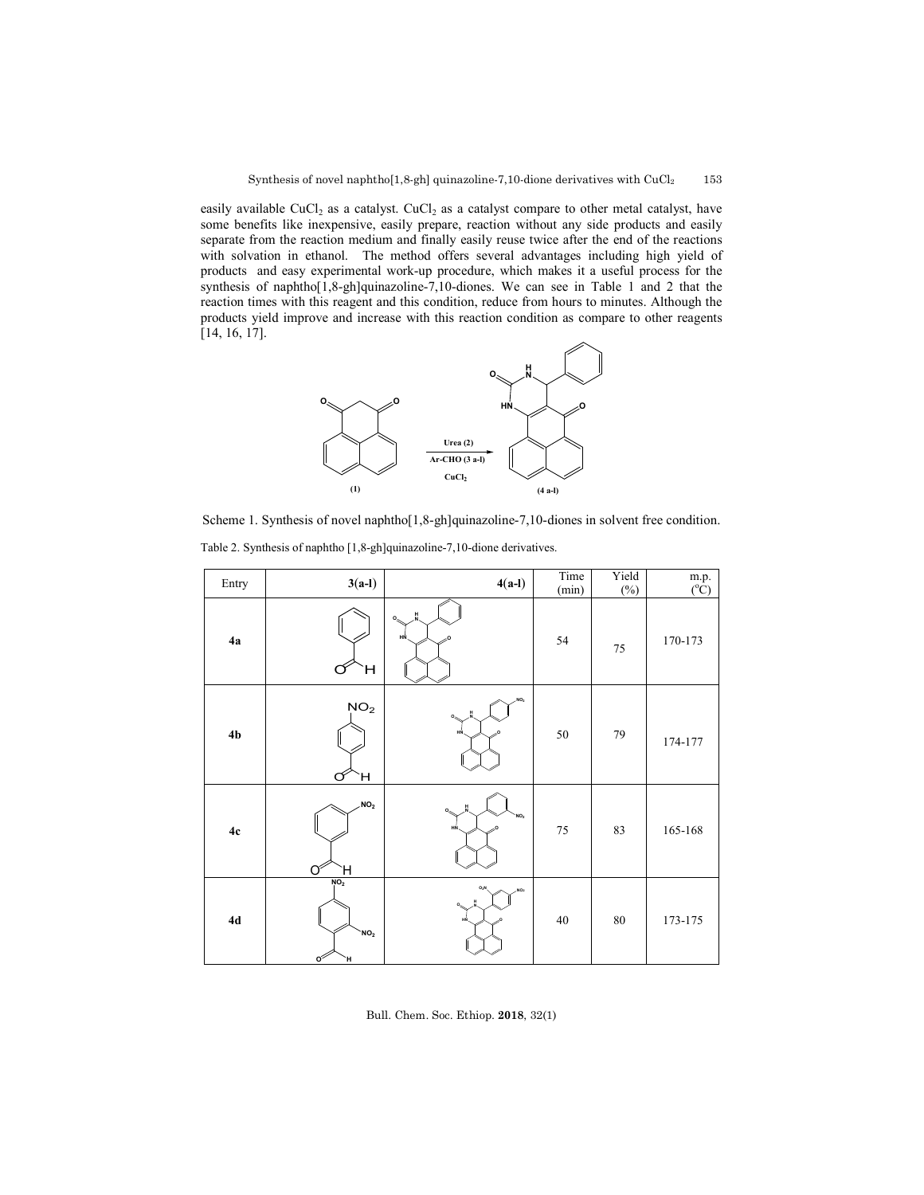easily available $CuCl_2$ as a catalyst. $CuCl_2$ as a catalyst compare to other metal catalyst, have some benefits like inexpensive, easily prepare, reaction without any side products and easily separate from the reaction medium and finally easily reuse twice after the end of the reactions with solvation in ethanol. The method offers several advantages including high yield of products and easy experimental work-up procedure, which makes it a useful process for the synthesis of naphtho[1,8-gh]quinazoline-7,10-diones. We can see in Table 1 and 2 that the reaction times with this reagent and this condition, reduce from hours to minutes. Although the products yield improve and increase with this reaction condition as compare to other reagents [14, 16, 17].

Scheme 1. Synthesis of novel naphtho[1,8-gh]quinazoline-7,10-diones in solvent free condition.

Table 2. Synthesis of naphtho [1,8-gh]quinazoline-7,10-dione derivatives.

| Entry | 3(a-l) | 4(a-l) | Time (min) | Yield (%) | m.p. (°C) |
|---|---|---|---|---|---|
| 4a | | | 54 | 75 | 170-173 |
| 4b | | | 50 | 79 | 174-177 |
| 4c | | | 75 | 83 | 165-168 |
| 4d | | | 40 | 80 | 173-175 |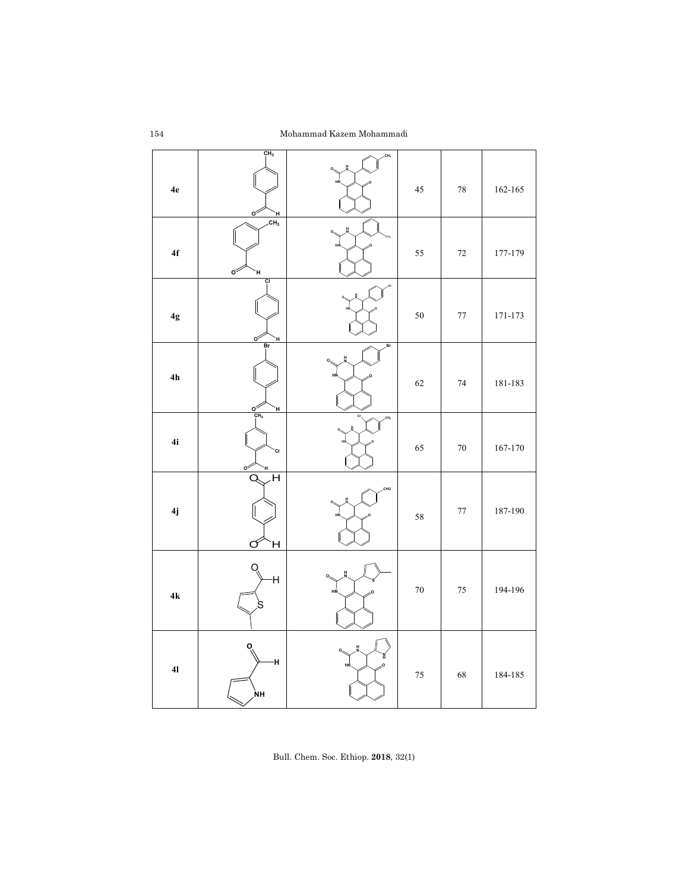| | | | | | |
|---|---|---|---|---|---|
| 4e | | | 45 | 78 | 162-165 |
| 4f | | | 55 | 72 | 177-179 |
| 4g | | | 50 | 77 | 171-173 |
| 4h | | | 62 | 74 | 181-183 |
| 4i | | | 65 | 70 | 167-170 |
| 4j | | | 58 | 77 | 187-190 |
| 4k | | | 70 | 75 | 194-196 |
| 4l | | | 75 | 68 | 184-185 |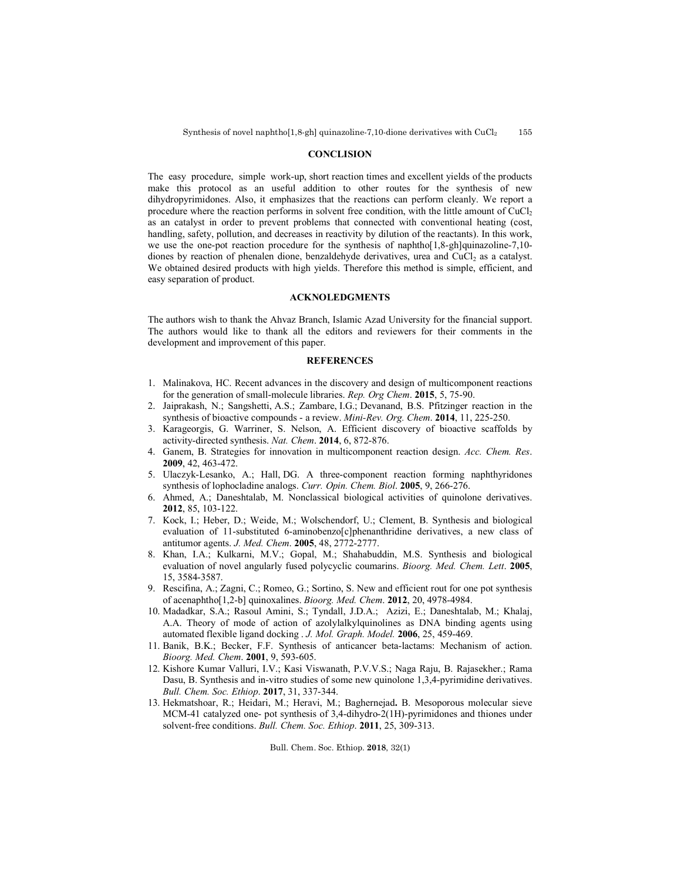## CONCLISION

The easy procedure, simple work-up, short reaction times and excellent yields of the products make this protocol as an useful addition to other routes for the synthesis of new dihydropyrimidones. Also, it emphasizes that the reactions can perform cleanly. We report a procedure where the reaction performs in solvent free condition, with the little amount of $CuCl_2$ as an catalyst in order to prevent problems that connected with conventional heating (cost, handling, safety, pollution, and decreases in reactivity by dilution of the reactants). In this work, we use the one-pot reaction procedure for the synthesis of naphtho[1,8-gh]quinazoline-7,10-diones by reaction of phenalen dione, benzaldehyde derivatives, urea and $CuCl_2$ as a catalyst. We obtained desired products with high yields. Therefore this method is simple, efficient, and easy separation of product.

## ACKNOLEDGMENTS

The authors wish to thank the Ahvaz Branch, Islamic Azad University for the financial support. The authors would like to thank all the editors and reviewers for their comments in the development and improvement of this paper.

## REFERENCES

1. Malinakova, HC. Recent advances in the discovery and design of multicomponent reactions for the generation of small-molecule libraries. *Rep. Org Chem*. **2015**, 5, 75-90.
2. Jaiprakash, N.; Sangshetti, A.S.; Zambare, I.G.; Devanand, B.S. Pfitzinger reaction in the synthesis of bioactive compounds - a review. *Mini-Rev. Org. Chem*. **2014**, 11, 225-250.
3. Karageorgis, G. Warriner, S. Nelson, A. Efficient discovery of bioactive scaffolds by activity-directed synthesis. *Nat. Chem*. **2014**, 6, 872-876.
4. Ganem, B. Strategies for innovation in multicomponent reaction design. *Acc. Chem. Res*. **2009**, 42, 463-472.
5. Ulaczyk-Lesanko, A.; Hall, DG. A three-component reaction forming naphthyridones synthesis of lophocladine analogs. *Curr. Opin. Chem. Biol*. **2005**, 9, 266-276.
6. Ahmed, A.; Daneshtalab, M. Nonclassical biological activities of quinolone derivatives. **2012**, 85, 103-122.
7. Kock, I.; Heber, D.; Weide, M.; Wolschendorf, U.; Clement, B. Synthesis and biological evaluation of 11-substituted 6-aminobenzo[c]phenanthridine derivatives, a new class of antitumor agents. *J. Med. Chem*. **2005**, 48, 2772-2777.
8. Khan, I.A.; Kulkarni, M.V.; Gopal, M.; Shahabuddin, M.S. Synthesis and biological evaluation of novel angularly fused polycyclic coumarins. *Bioorg. Med. Chem. Lett*. **2005**, 15, 3584-3587.
9. Rescifina, A.; Zagni, C.; Romeo, G.; Sortino, S. New and efficient rout for one pot synthesis of acenaphtho[1,2-b] quinoxalines. *Bioorg. Med. Chem*. **2012**, 20, 4978-4984.
10. Madadkar, S.A.; Rasoul Amini, S.; Tyndall, J.D.A.; Azizi, E.; Daneshtalab, M.; Khalaj, A.A. Theory of mode of action of azolylalkylquinolines as DNA binding agents using automated flexible ligand docking . *J. Mol. Graph. Model.* **2006**, 25, 459-469.
11. Banik, B.K.; Becker, F.F. Synthesis of anticancer beta-lactams: Mechanism of action. *Bioorg. Med. Chem*. **2001**, 9, 593-605.
12. Kishore Kumar Valluri, I.V.; Kasi Viswanath, P.V.V.S.; Naga Raju, B. Rajasekher.; Rama Dasu, B. Synthesis and in-vitro studies of some new quinolone 1,3,4-pyrimidine derivatives. *Bull. Chem. Soc. Ethiop*. **2017**, 31, 337-344.
13. Hekmatshoar, R.; Heidari, M.; Heravi, M.; Baghernejad**.** B. Mesoporous molecular sieve MCM-41 catalyzed one- pot synthesis of 3,4-dihydro-2(1H)-pyrimidones and thiones under solvent-free conditions. *Bull. Chem. Soc. Ethiop*. **2011**, 25, 309-313.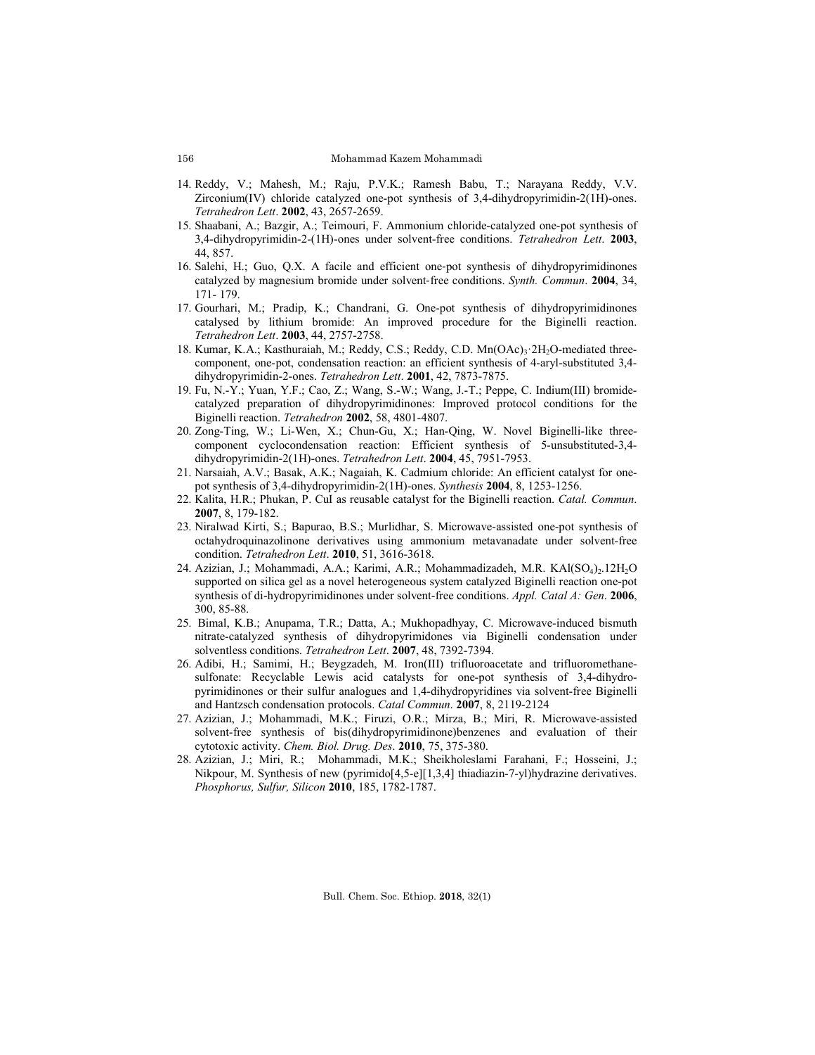14. Reddy, V.; Mahesh, M.; Raju, P.V.K.; Ramesh Babu, T.; Narayana Reddy, V.V. Zirconium(IV) chloride catalyzed one-pot synthesis of 3,4-dihydropyrimidin-2(1H)-ones. *Tetrahedron Lett*. **2002**, 43, 2657-2659.
15. Shaabani, A.; Bazgir, A.; Teimouri, F. Ammonium chloride-catalyzed one-pot synthesis of 3,4-dihydropyrimidin-2-(1H)-ones under solvent-free conditions. *Tetrahedron Lett*. **2003**, 44, 857.
16. Salehi, H.; Guo, Q.X. A facile and efficient one-pot synthesis of dihydropyrimidinones catalyzed by magnesium bromide under solvent-free conditions. *Synth. Commun*. **2004**, 34, 171- 179.
17. Gourhari, M.; Pradip, K.; Chandrani, G. One-pot synthesis of dihydropyrimidinones catalysed by lithium bromide: An improved procedure for the Biginelli reaction. *Tetrahedron Lett*. **2003**, 44, 2757-2758.
18. Kumar, K.A.; Kasthuraiah, M.; Reddy, C.S.; Reddy, C.D. $Mn(OAc)_3 \cdot 2H_2O$-mediated three-component, one-pot, condensation reaction: an efficient synthesis of 4-aryl-substituted 3,4-dihydropyrimidin-2-ones. *Tetrahedron Lett*. **2001**, 42, 7873-7875.
19. Fu, N.-Y.; Yuan, Y.F.; Cao, Z.; Wang, S.-W.; Wang, J.-T.; Peppe, C. Indium(III) bromide-catalyzed preparation of dihydropyrimidinones: Improved protocol conditions for the Biginelli reaction. *Tetrahedron* **2002**, 58, 4801-4807.
20. Zong-Ting, W.; Li-Wen, X.; Chun-Gu, X.; Han-Qing, W. Novel Biginelli-like three-component cyclocondensation reaction: Efficient synthesis of 5-unsubstituted-3,4-dihydropyrimidin-2(1H)-ones. *Tetrahedron Lett*. **2004**, 45, 7951-7953.
21. Narsaiah, A.V.; Basak, A.K.; Nagaiah, K. Cadmium chloride: An efficient catalyst for one-pot synthesis of 3,4-dihydropyrimidin-2(1H)-ones. *Synthesis* **2004**, 8, 1253-1256.
22. Kalita, H.R.; Phukan, P. CuI as reusable catalyst for the Biginelli reaction. *Catal. Commun*. **2007**, 8, 179-182.
23. Niralwad Kirti, S.; Bapurao, B.S.; Murlidhar, S. Microwave-assisted one-pot synthesis of octahydroquinazolinone derivatives using ammonium metavanadate under solvent-free condition. *Tetrahedron Lett*. **2010**, 51, 3616-3618.
24. Azizian, J.; Mohammadi, A.A.; Karimi, A.R.; Mohammadizadeh, M.R. $KAl(SO_4)_2.12H_2O$ supported on silica gel as a novel heterogeneous system catalyzed Biginelli reaction one-pot synthesis of di-hydropyrimidinones under solvent-free conditions. *Appl. Catal A: Gen*. **2006**, 300, 85-88.
25. Bimal, K.B.; Anupama, T.R.; Datta, A.; Mukhopadhyay, C. Microwave-induced bismuth nitrate-catalyzed synthesis of dihydropyrimidones via Biginelli condensation under solventless conditions. *Tetrahedron Lett*. **2007**, 48, 7392-7394.
26. Adibi, H.; Samimi, H.; Beygzadeh, M. Iron(III) trifluoroacetate and trifluoromethane-sulfonate: Recyclable Lewis acid catalysts for one-pot synthesis of 3,4-dihydro-pyrimidinones or their sulfur analogues and 1,4-dihydropyridines via solvent-free Biginelli and Hantzsch condensation protocols. *Catal Commun*. **2007**, 8, 2119-2124
27. Azizian, J.; Mohammadi, M.K.; Firuzi, O.R.; Mirza, B.; Miri, R. Microwave-assisted solvent-free synthesis of bis(dihydropyrimidinone)benzenes and evaluation of their cytotoxic activity. *Chem. Biol. Drug. Des*. **2010**, 75, 375-380.
28. Azizian, J.; Miri, R.; Mohammadi, M.K.; Sheikholeslami Farahani, F.; Hosseini, J.; Nikpour, M. Synthesis of new (pyrimido[4,5-e][1,3,4] thiadiazin-7-yl)hydrazine derivatives. *Phosphorus, Sulfur, Silicon* **2010**, 185, 1782-1787.